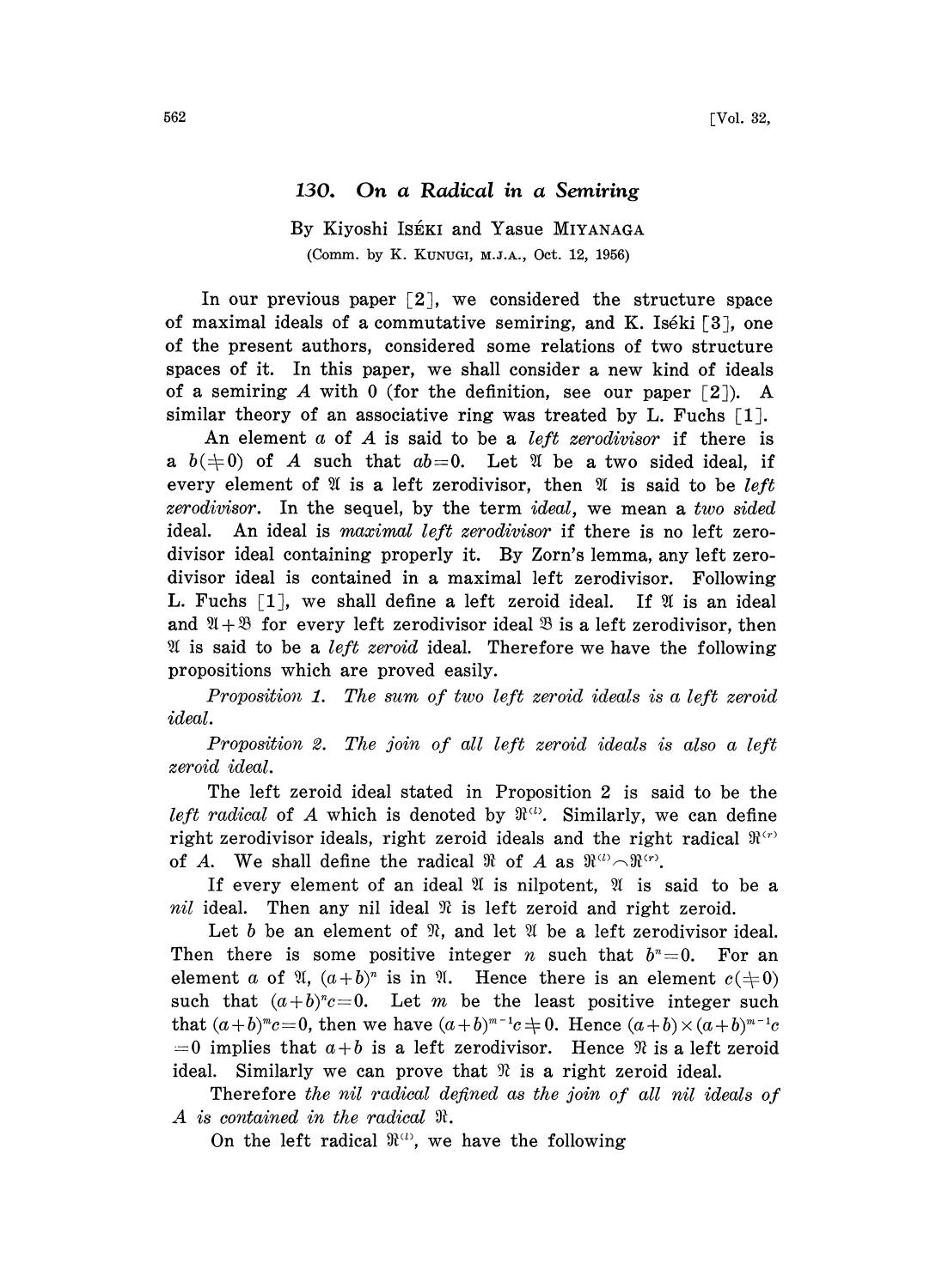# 130. On a Radical in a Semiring

By Kiyoshi ISÉKI and Yasue MIYANAGA

(Comm. by K. KUNUGI, M.J.A., Oct. 12, 1956)

In our previous paper [2], we considered the structure space of maximal ideals of a commutative semiring, and K. Iséki [3], one of the present authors, considered some relations of two structure spaces of it. In this paper, we shall consider a new kind of ideals of a semiring $A$ with 0 (for the definition, see our paper [2]). A similar theory of an associative ring was treated by L. Fuchs [1].

An element $a$ of $A$ is said to be a *left zerodivisor* if there is a $b(\neq 0)$ of $A$ such that $ab=0$. Let $\mathfrak{A}$ be a two sided ideal, if every element of $\mathfrak{A}$ is a left zerodivisor, then $\mathfrak{A}$ is said to be *left zerodivisor*. In the sequel, by the term *ideal*, we mean a *two sided* ideal. An ideal is *maximal left zerodivisor* if there is no left zerodivisor ideal containing properly it. By Zorn's lemma, any left zerodivisor ideal is contained in a maximal left zerodivisor. Following L. Fuchs [1], we shall define a left zeroid ideal. If $\mathfrak{A}$ is an ideal and $\mathfrak{A}+\mathfrak{B}$ for every left zerodivisor ideal $\mathfrak{B}$ is a left zerodivisor, then $\mathfrak{A}$ is said to be a *left zeroid* ideal. Therefore we have the following propositions which are proved easily.

*Proposition 1. The sum of two left zeroid ideals is a left zeroid ideal.*

*Proposition 2. The join of all left zeroid ideals is also a left zeroid ideal.*

The left zeroid ideal stated in Proposition 2 is said to be the *left radical* of $A$ which is denoted by $\mathfrak{R}^{(l)}$. Similarly, we can define right zerodivisor ideals, right zeroid ideals and the right radical $\mathfrak{R}^{(r)}$ of $A$. We shall define the radical $\mathfrak{R}$ of $A$ as $\mathfrak{R}^{(l)}\frown\mathfrak{R}^{(r)}$.

If every element of an ideal $\mathfrak{A}$ is nilpotent, $\mathfrak{A}$ is said to be a *nil* ideal. Then any nil ideal $\mathfrak{N}$ is left zeroid and right zeroid.

Let $b$ be an element of $\mathfrak{N}$, and let $\mathfrak{A}$ be a left zerodivisor ideal. Then there is some positive integer $n$ such that $b^n=0$. For an element $a$ of $\mathfrak{A}$, $(a+b)^n$ is in $\mathfrak{A}$. Hence there is an element $c(\neq 0)$ such that $(a+b)^n c=0$. Let $m$ be the least positive integer such that $(a+b)^m c=0$, then we have $(a+b)^{m-1}c\neq 0$. Hence $(a+b)\times(a+b)^{m-1}c=0$ implies that $a+b$ is a left zerodivisor. Hence $\mathfrak{N}$ is a left zeroid ideal. Similarly we can prove that $\mathfrak{N}$ is a right zeroid ideal.

Therefore *the nil radical defined as the join of all nil ideals of $A$ is contained in the radical $\mathfrak{R}$.*

On the left radical $\mathfrak{R}^{(l)}$, we have the following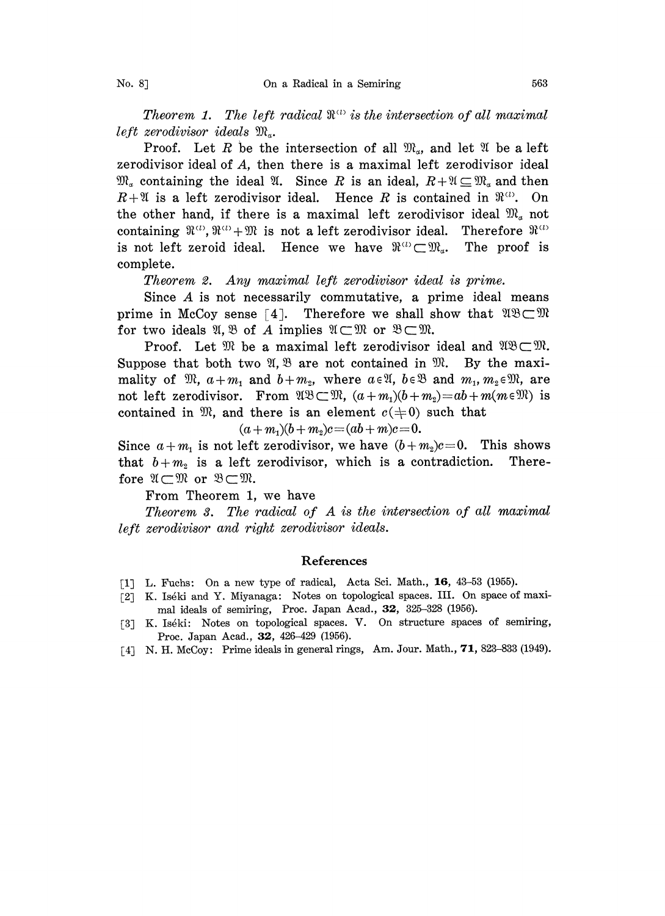*Theorem 1. The left radical $\mathfrak{R}^{(l)}$ is the intersection of all maximal left zerodivisor ideals $\mathfrak{M}_a$.*

Proof. Let $R$ be the intersection of all $\mathfrak{M}_a$, and let $\mathfrak{A}$ be a left zerodivisor ideal of $A$, then there is a maximal left zerodivisor ideal $\mathfrak{M}_a$ containing the ideal $\mathfrak{A}$. Since $R$ is an ideal, $R+\mathfrak{A}\subseteq\mathfrak{M}_a$ and then $R+\mathfrak{A}$ is a left zerodivisor ideal. Hence $R$ is contained in $\mathfrak{R}^{(l)}$. On the other hand, if there is a maximal left zerodivisor ideal $\mathfrak{M}_a$ not containing $\mathfrak{R}^{(l)}$, $\mathfrak{R}^{(l)}+\mathfrak{M}$ is not a left zerodivisor ideal. Therefore $\mathfrak{R}^{(l)}$ is not left zeroid ideal. Hence we have $\mathfrak{R}^{(l)}\subset\mathfrak{M}_a$. The proof is complete.

*Theorem 2. Any maximal left zerodivisor ideal is prime.*

Since $A$ is not necessarily commutative, a prime ideal means prime in McCoy sense [4]. Therefore we shall show that $\mathfrak{A}\mathfrak{B}\subset\mathfrak{M}$ for two ideals $\mathfrak{A}, \mathfrak{B}$ of $A$ implies $\mathfrak{A}\subset\mathfrak{M}$ or $\mathfrak{B}\subset\mathfrak{M}$.

Proof. Let $\mathfrak{M}$ be a maximal left zerodivisor ideal and $\mathfrak{A}\mathfrak{B}\subset\mathfrak{M}$. Suppose that both two $\mathfrak{A}, \mathfrak{B}$ are not contained in $\mathfrak{M}$. By the maximality of $\mathfrak{M}$, $a+m_1$ and $b+m_2$, where $a\in\mathfrak{A}$, $b\in\mathfrak{B}$ and $m_1, m_2\in\mathfrak{M}$, are not left zerodivisor. From $\mathfrak{A}\mathfrak{B}\subset\mathfrak{M}$, $(a+m_1)(b+m_2)=ab+m(m\in\mathfrak{M})$ is contained in $\mathfrak{M}$, and there is an element $c(\neq 0)$ such that

$$(a+m_1)(b+m_2)c=(ab+m)c=0.$$

Since $a+m_1$ is not left zerodivisor, we have $(b+m_2)c=0$. This shows that $b+m_2$ is a left zerodivisor, which is a contradiction. Therefore $\mathfrak{A}\subset\mathfrak{M}$ or $\mathfrak{B}\subset\mathfrak{M}$.

From Theorem 1, we have

*Theorem 3. The radical of $A$ is the intersection of all maximal left zerodivisor and right zerodivisor ideals.*

## References

[1] L. Fuchs: On a new type of radical, Acta Sci. Math., **16**, 43–53 (1955).

[2] K. Iséki and Y. Miyanaga: Notes on topological spaces. III. On space of maximal ideals of semiring, Proc. Japan Acad., **32**, 325–328 (1956).

[3] K. Iséki: Notes on topological spaces. V. On structure spaces of semiring, Proc. Japan Acad., **32**, 426–429 (1956).

[4] N. H. McCoy: Prime ideals in general rings, Am. Jour. Math., **71**, 823–833 (1949).